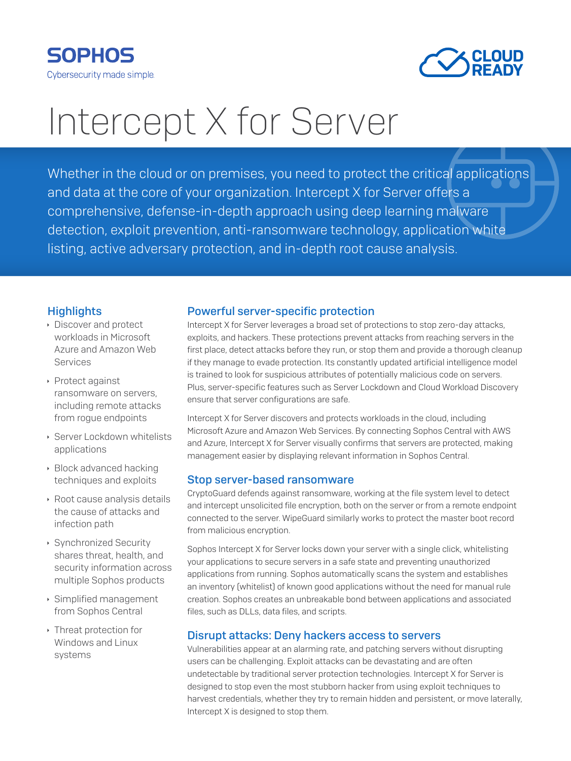SOPHOS
Cybersecurity made simple.

CLOUD READY

# Intercept X for Server

Whether in the cloud or on premises, you need to protect the critical applications and data at the core of your organization. Intercept X for Server offers a comprehensive, defense-in-depth approach using deep learning malware detection, exploit prevention, anti-ransomware technology, application white listing, active adversary protection, and in-depth root cause analysis.

## Highlights

- Discover and protect workloads in Microsoft Azure and Amazon Web Services
- Protect against ransomware on servers, including remote attacks from rogue endpoints
- Server Lockdown whitelists applications
- Block advanced hacking techniques and exploits
- Root cause analysis details the cause of attacks and infection path
- Synchronized Security shares threat, health, and security information across multiple Sophos products
- Simplified management from Sophos Central
- Threat protection for Windows and Linux systems

## Powerful server-specific protection

Intercept X for Server leverages a broad set of protections to stop zero-day attacks, exploits, and hackers. These protections prevent attacks from reaching servers in the first place, detect attacks before they run, or stop them and provide a thorough cleanup if they manage to evade protection. Its constantly updated artificial intelligence model is trained to look for suspicious attributes of potentially malicious code on servers. Plus, server-specific features such as Server Lockdown and Cloud Workload Discovery ensure that server configurations are safe.

Intercept X for Server discovers and protects workloads in the cloud, including Microsoft Azure and Amazon Web Services. By connecting Sophos Central with AWS and Azure, Intercept X for Server visually confirms that servers are protected, making management easier by displaying relevant information in Sophos Central.

## Stop server-based ransomware

CryptoGuard defends against ransomware, working at the file system level to detect and intercept unsolicited file encryption, both on the server or from a remote endpoint connected to the server. WipeGuard similarly works to protect the master boot record from malicious encryption.

Sophos Intercept X for Server locks down your server with a single click, whitelisting your applications to secure servers in a safe state and preventing unauthorized applications from running. Sophos automatically scans the system and establishes an inventory (whitelist) of known good applications without the need for manual rule creation. Sophos creates an unbreakable bond between applications and associated files, such as DLLs, data files, and scripts.

## Disrupt attacks: Deny hackers access to servers

Vulnerabilities appear at an alarming rate, and patching servers without disrupting users can be challenging. Exploit attacks can be devastating and are often undetectable by traditional server protection technologies. Intercept X for Server is designed to stop even the most stubborn hacker from using exploit techniques to harvest credentials, whether they try to remain hidden and persistent, or move laterally, Intercept X is designed to stop them.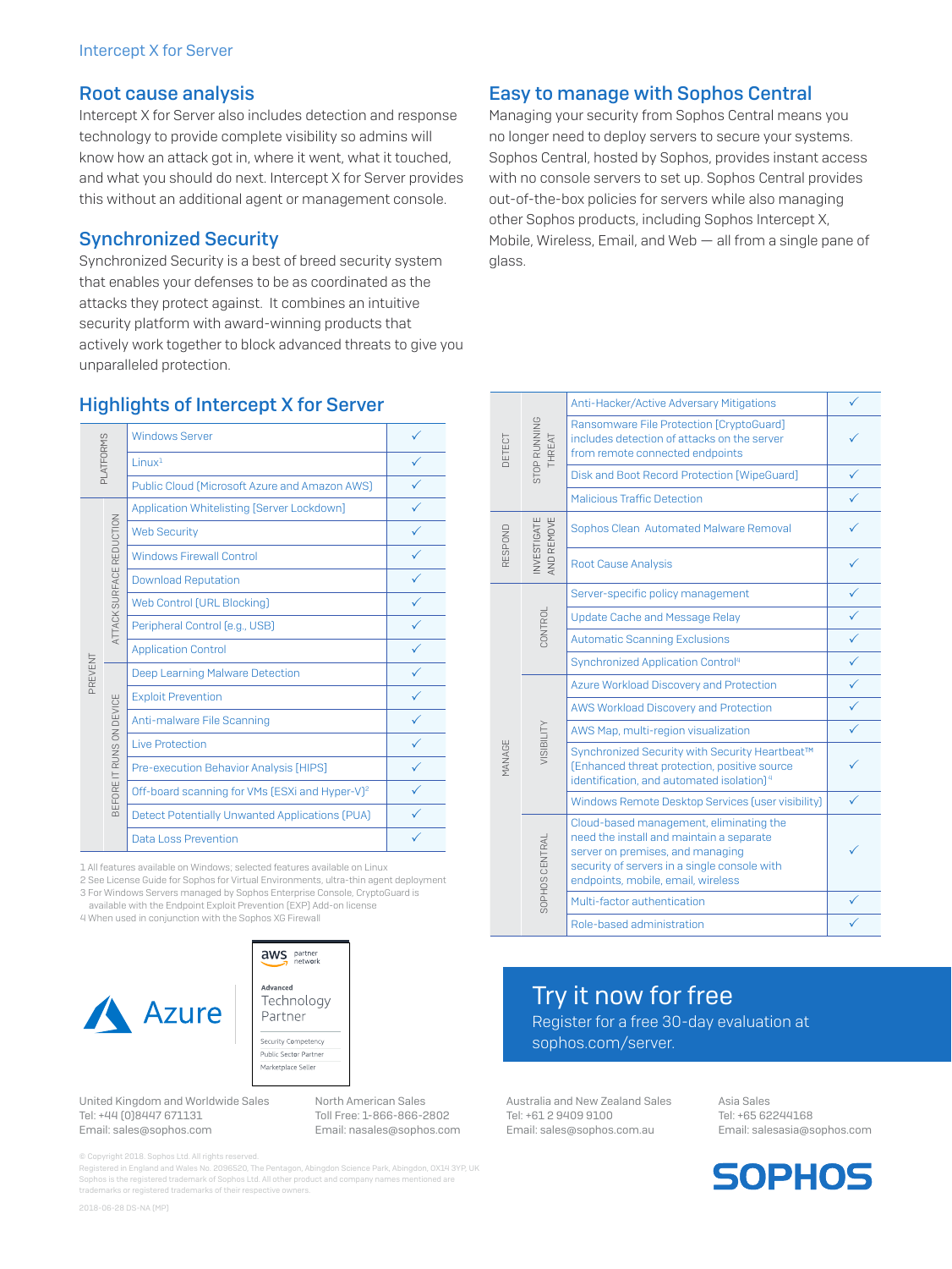## Root cause analysis

Intercept X for Server also includes detection and response technology to provide complete visibility so admins will know how an attack got in, where it went, what it touched, and what you should do next. Intercept X for Server provides this without an additional agent or management console.

## Synchronized Security

Synchronized Security is a best of breed security system that enables your defenses to be as coordinated as the attacks they protect against. It combines an intuitive security platform with award-winning products that actively work together to block advanced threats to give you unparalleled protection.

## Easy to manage with Sophos Central

Managing your security from Sophos Central means you no longer need to deploy servers to secure your systems. Sophos Central, hosted by Sophos, provides instant access with no console servers to set up. Sophos Central provides out-of-the-box policies for servers while also managing other Sophos products, including Sophos Intercept X, Mobile, Wireless, Email, and Web — all from a single pane of glass.

## Highlights of Intercept X for Server

| | | | |
|---|---|---|---|
| PLATFORMS | | Windows Server | ✓ |
| | | Linux[1] | ✓ |
| | | Public Cloud (Microsoft Azure and Amazon AWS) | ✓ |
| PREVENT | ATTACK SURFACE REDUCTION | Application Whitelisting (Server Lockdown) | ✓ |
| | | Web Security | ✓ |
| | | Windows Firewall Control | ✓ |
| | | Download Reputation | ✓ |
| | | Web Control (URL Blocking) | ✓ |
| | | Peripheral Control (e.g., USB) | ✓ |
| | | Application Control | ✓ |
| | BEFORE IT RUNS ON DEVICE | Deep Learning Malware Detection | ✓ |
| | | Exploit Prevention | ✓ |
| | | Anti-malware File Scanning | ✓ |
| | | Live Protection | ✓ |
| | | Pre-execution Behavior Analysis (HIPS) | ✓ |
| | | Off-board scanning for VMs (ESXi and Hyper-V)[2] | ✓ |
| | | Detect Potentially Unwanted Applications (PUA) | ✓ |
| | | Data Loss Prevention | ✓ |
| DETECT | STOP RUNNING THREAT | Anti-Hacker/Active Adversary Mitigations | ✓ |
| | | Ransomware File Protection (CryptoGuard) includes detection of attacks on the server from remote connected endpoints | ✓ |
| | | Disk and Boot Record Protection (WipeGuard) | ✓ |
| | | Malicious Traffic Detection | ✓ |
| RESPOND | INVESTIGATE AND REMOVE | Sophos Clean Automated Malware Removal | ✓ |
| | | Root Cause Analysis | ✓ |
| MANAGE | CONTROL | Server-specific policy management | ✓ |
| | | Update Cache and Message Relay | ✓ |
| | | Automatic Scanning Exclusions | ✓ |
| | | Synchronized Application Control[4] | ✓ |
| | VISIBILITY | Azure Workload Discovery and Protection | ✓ |
| | | AWS Workload Discovery and Protection | ✓ |
| | | AWS Map, multi-region visualization | ✓ |
| | | Synchronized Security with Security Heartbeat™ (Enhanced threat protection, positive source identification, and automated isolation)[4] | ✓ |
| | | Windows Remote Desktop Services (user visibility) | ✓ |
| | SOPHOS CENTRAL | Cloud-based management, eliminating the need the install and maintain a separate server on premises, and managing security of servers in a single console with endpoints, mobile, email, wireless | ✓ |
| | | Multi-factor authentication | ✓ |
| | | Role-based administration | ✓ |

1 All features available on Windows; selected features available on Linux
2 See License Guide for Sophos for Virtual Environments, ultra-thin agent deployment
3 For Windows Servers managed by Sophos Enterprise Console, CryptoGuard is available with the Endpoint Exploit Prevention (EXP) Add-on license
4 When used in conjunction with the Sophos XG Firewall

Azure

aws partner network
Advanced Technology Partner
Security Competency
Public Sector Partner
Marketplace Seller

## Try it now for free

Register for a free 30-day evaluation at sophos.com/server.

United Kingdom and Worldwide Sales
Tel: +44 (0)8447 671131
Email: sales@sophos.com

North American Sales
Toll Free: 1-866-866-2802
Email: nasales@sophos.com

Australia and New Zealand Sales
Tel: +61 2 9409 9100
Email: sales@sophos.com.au

Asia Sales
Tel: +65 62244168
Email: salesasia@sophos.com

SOPHOS

© Copyright 2018. Sophos Ltd. All rights reserved.
Registered in England and Wales No. 2096520, The Pentagon, Abingdon Science Park, Abingdon, OX14 3YP, UK
Sophos is the registered trademark of Sophos Ltd. All other product and company names mentioned are trademarks or registered trademarks of their respective owners.

2018-06-28 DS-NA (MP)